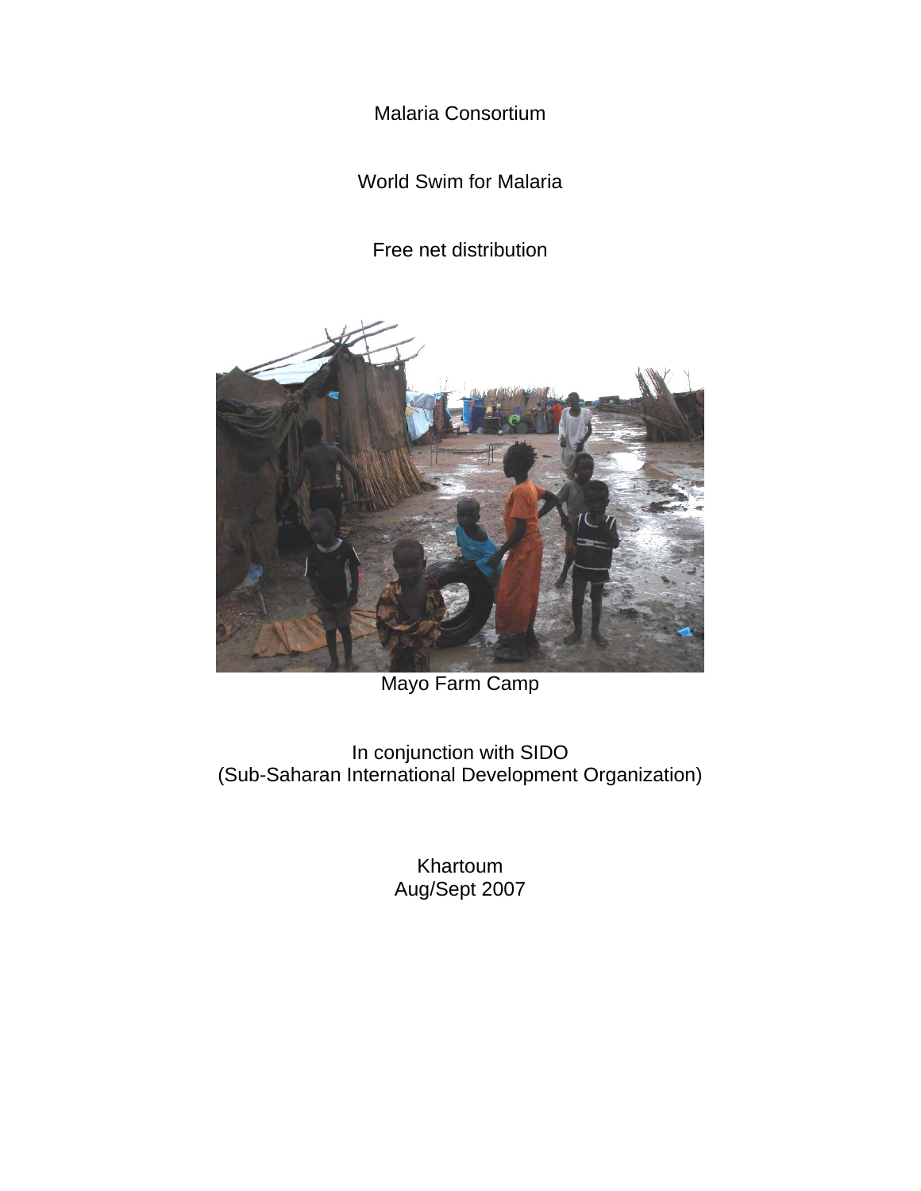Malaria Consortium

World Swim for Malaria

Free net distribution

Mayo Farm Camp

In conjunction with SIDO
(Sub-Saharan International Development Organization)

Khartoum
Aug/Sept 2007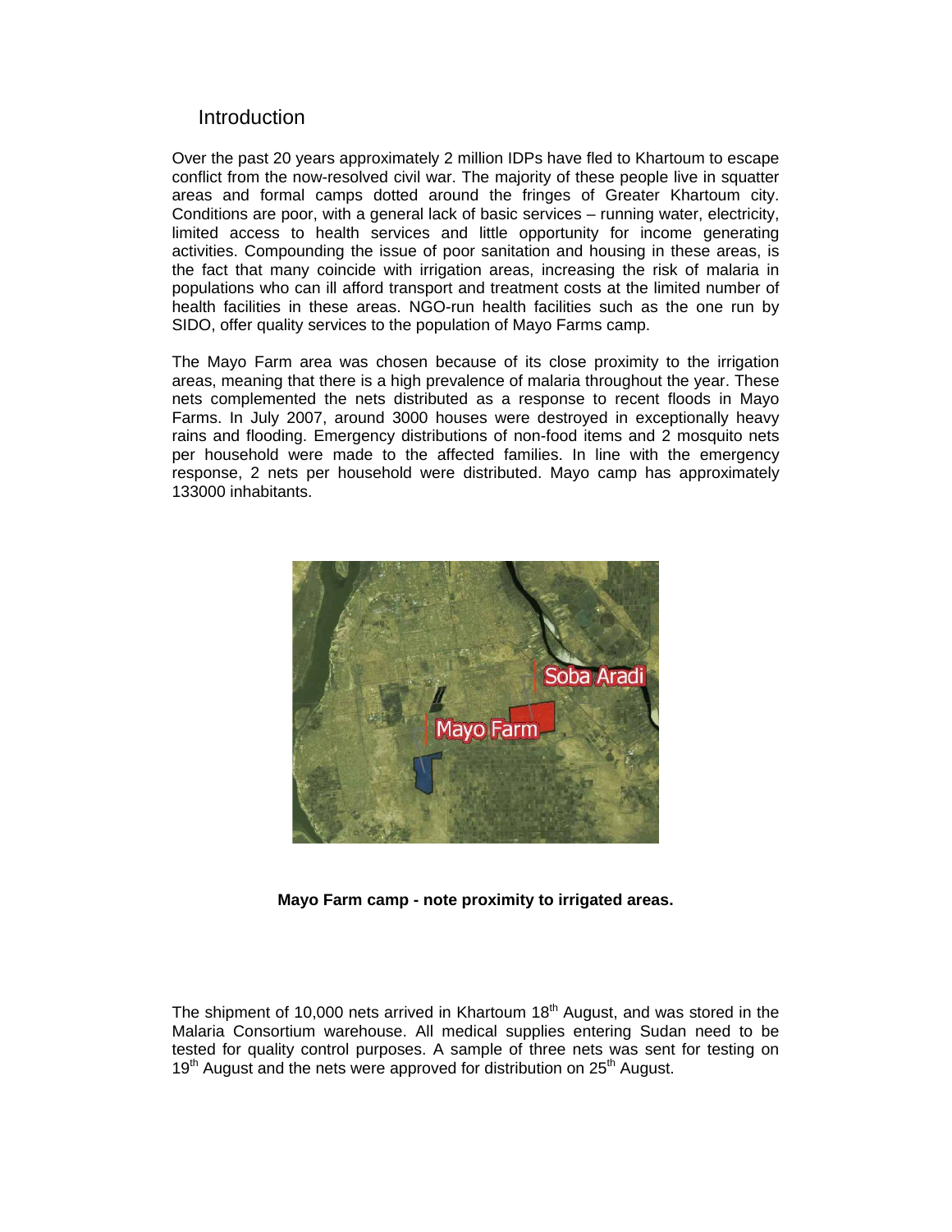## Introduction

Over the past 20 years approximately 2 million IDPs have fled to Khartoum to escape conflict from the now-resolved civil war. The majority of these people live in squatter areas and formal camps dotted around the fringes of Greater Khartoum city. Conditions are poor, with a general lack of basic services – running water, electricity, limited access to health services and little opportunity for income generating activities. Compounding the issue of poor sanitation and housing in these areas, is the fact that many coincide with irrigation areas, increasing the risk of malaria in populations who can ill afford transport and treatment costs at the limited number of health facilities in these areas. NGO-run health facilities such as the one run by SIDO, offer quality services to the population of Mayo Farms camp.

The Mayo Farm area was chosen because of its close proximity to the irrigation areas, meaning that there is a high prevalence of malaria throughout the year. These nets complemented the nets distributed as a response to recent floods in Mayo Farms. In July 2007, around 3000 houses were destroyed in exceptionally heavy rains and flooding. Emergency distributions of non-food items and 2 mosquito nets per household were made to the affected families. In line with the emergency response, 2 nets per household were distributed. Mayo camp has approximately 133000 inhabitants.

**Mayo Farm camp - note proximity to irrigated areas.**

The shipment of 10,000 nets arrived in Khartoum 18th August, and was stored in the Malaria Consortium warehouse. All medical supplies entering Sudan need to be tested for quality control purposes. A sample of three nets was sent for testing on 19th August and the nets were approved for distribution on 25th August.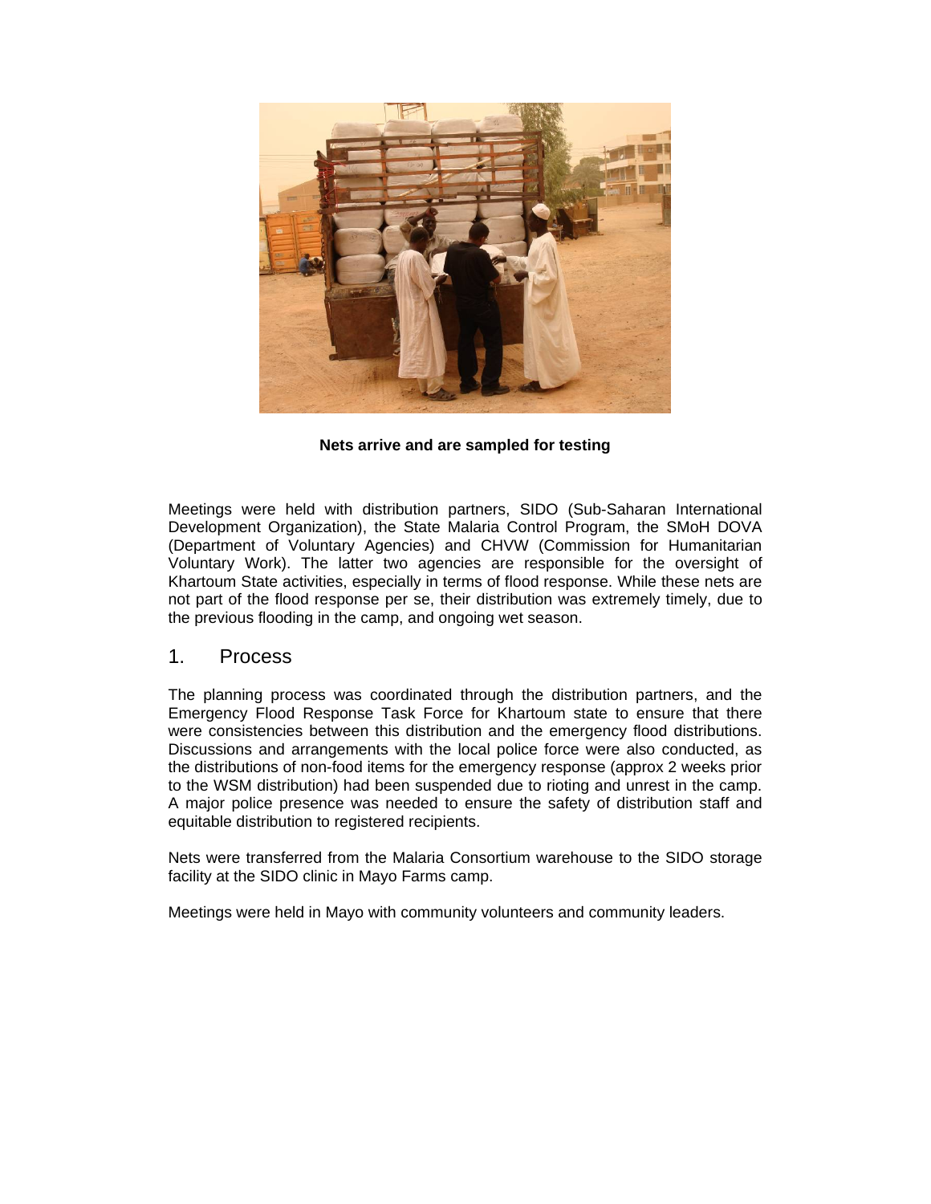**Nets arrive and are sampled for testing**

Meetings were held with distribution partners, SIDO (Sub-Saharan International Development Organization), the State Malaria Control Program, the SMoH DOVA (Department of Voluntary Agencies) and CHVW (Commission for Humanitarian Voluntary Work). The latter two agencies are responsible for the oversight of Khartoum State activities, especially in terms of flood response. While these nets are not part of the flood response per se, their distribution was extremely timely, due to the previous flooding in the camp, and ongoing wet season.

## 1. Process

The planning process was coordinated through the distribution partners, and the Emergency Flood Response Task Force for Khartoum state to ensure that there were consistencies between this distribution and the emergency flood distributions. Discussions and arrangements with the local police force were also conducted, as the distributions of non-food items for the emergency response (approx 2 weeks prior to the WSM distribution) had been suspended due to rioting and unrest in the camp. A major police presence was needed to ensure the safety of distribution staff and equitable distribution to registered recipients.

Nets were transferred from the Malaria Consortium warehouse to the SIDO storage facility at the SIDO clinic in Mayo Farms camp.

Meetings were held in Mayo with community volunteers and community leaders.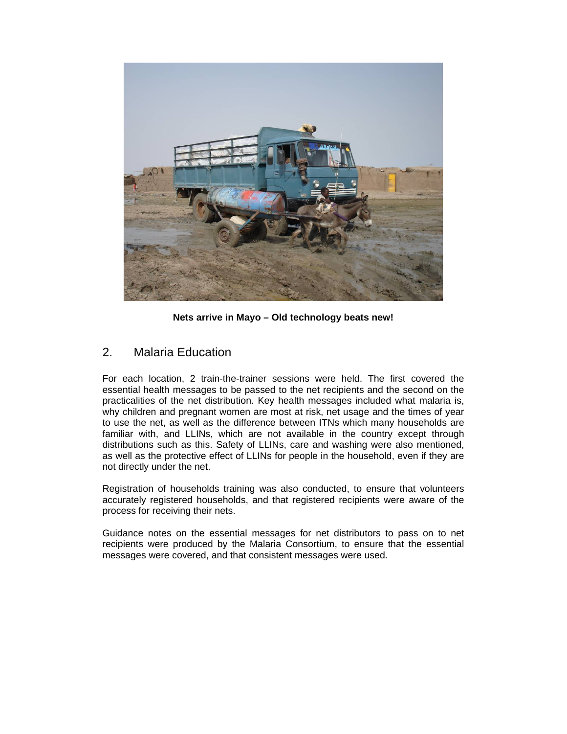**Nets arrive in Mayo – Old technology beats new!**

## 2. Malaria Education

For each location, 2 train-the-trainer sessions were held. The first covered the essential health messages to be passed to the net recipients and the second on the practicalities of the net distribution. Key health messages included what malaria is, why children and pregnant women are most at risk, net usage and the times of year to use the net, as well as the difference between ITNs which many households are familiar with, and LLINs, which are not available in the country except through distributions such as this. Safety of LLINs, care and washing were also mentioned, as well as the protective effect of LLINs for people in the household, even if they are not directly under the net.

Registration of households training was also conducted, to ensure that volunteers accurately registered households, and that registered recipients were aware of the process for receiving their nets.

Guidance notes on the essential messages for net distributors to pass on to net recipients were produced by the Malaria Consortium, to ensure that the essential messages were covered, and that consistent messages were used.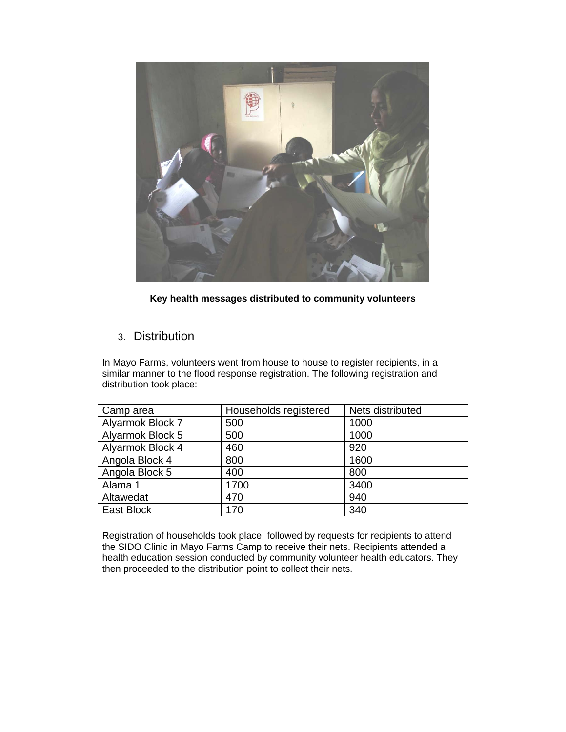**Key health messages distributed to community volunteers**

## 3. Distribution

In Mayo Farms, volunteers went from house to house to register recipients, in a similar manner to the flood response registration. The following registration and distribution took place:

| Camp area | Households registered | Nets distributed |
|---|---|---|
| Alyarmok Block 7 | 500 | 1000 |
| Alyarmok Block 5 | 500 | 1000 |
| Alyarmok Block 4 | 460 | 920 |
| Angola Block 4 | 800 | 1600 |
| Angola Block 5 | 400 | 800 |
| Alama 1 | 1700 | 3400 |
| Altawedat | 470 | 940 |
| East Block | 170 | 340 |

Registration of households took place, followed by requests for recipients to attend the SIDO Clinic in Mayo Farms Camp to receive their nets. Recipients attended a health education session conducted by community volunteer health educators. They then proceeded to the distribution point to collect their nets.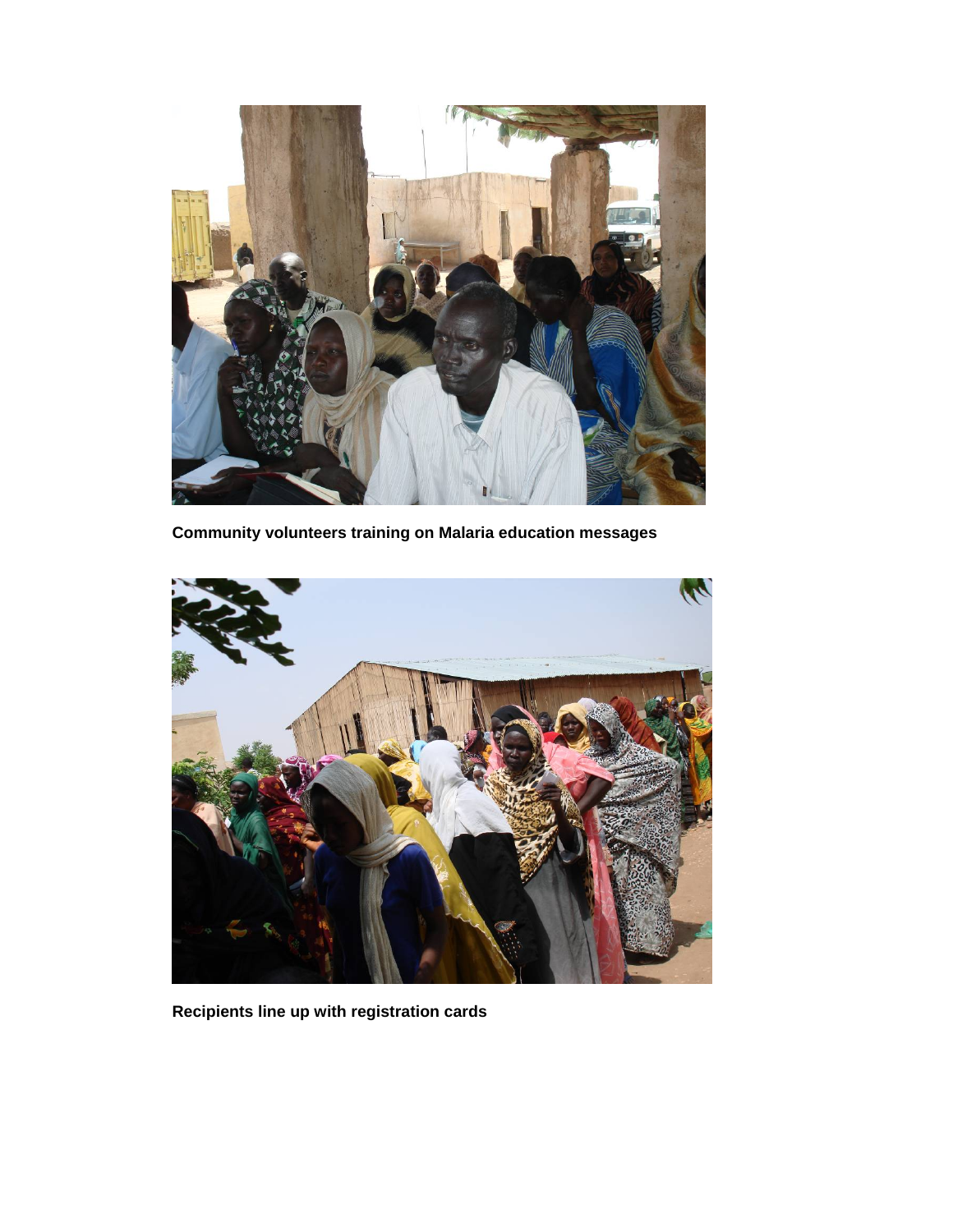**Community volunteers training on Malaria education messages**

**Recipients line up with registration cards**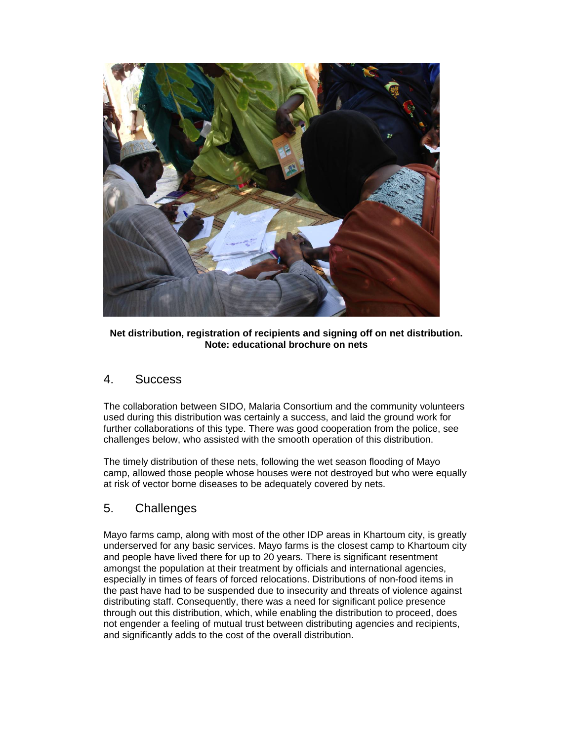**Net distribution, registration of recipients and signing off on net distribution. Note: educational brochure on nets**

## 4. Success

The collaboration between SIDO, Malaria Consortium and the community volunteers used during this distribution was certainly a success, and laid the ground work for further collaborations of this type. There was good cooperation from the police, see challenges below, who assisted with the smooth operation of this distribution.

The timely distribution of these nets, following the wet season flooding of Mayo camp, allowed those people whose houses were not destroyed but who were equally at risk of vector borne diseases to be adequately covered by nets.

## 5. Challenges

Mayo farms camp, along with most of the other IDP areas in Khartoum city, is greatly underserved for any basic services. Mayo farms is the closest camp to Khartoum city and people have lived there for up to 20 years. There is significant resentment amongst the population at their treatment by officials and international agencies, especially in times of fears of forced relocations. Distributions of non-food items in the past have had to be suspended due to insecurity and threats of violence against distributing staff. Consequently, there was a need for significant police presence through out this distribution, which, while enabling the distribution to proceed, does not engender a feeling of mutual trust between distributing agencies and recipients, and significantly adds to the cost of the overall distribution.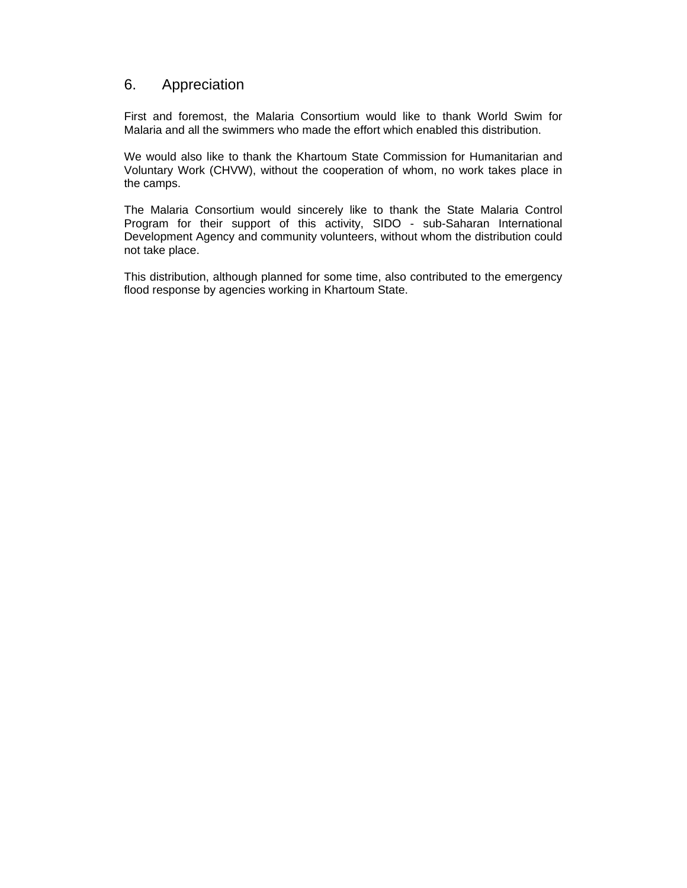## 6. Appreciation

First and foremost, the Malaria Consortium would like to thank World Swim for Malaria and all the swimmers who made the effort which enabled this distribution.

We would also like to thank the Khartoum State Commission for Humanitarian and Voluntary Work (CHVW), without the cooperation of whom, no work takes place in the camps.

The Malaria Consortium would sincerely like to thank the State Malaria Control Program for their support of this activity, SIDO - sub-Saharan International Development Agency and community volunteers, without whom the distribution could not take place.

This distribution, although planned for some time, also contributed to the emergency flood response by agencies working in Khartoum State.